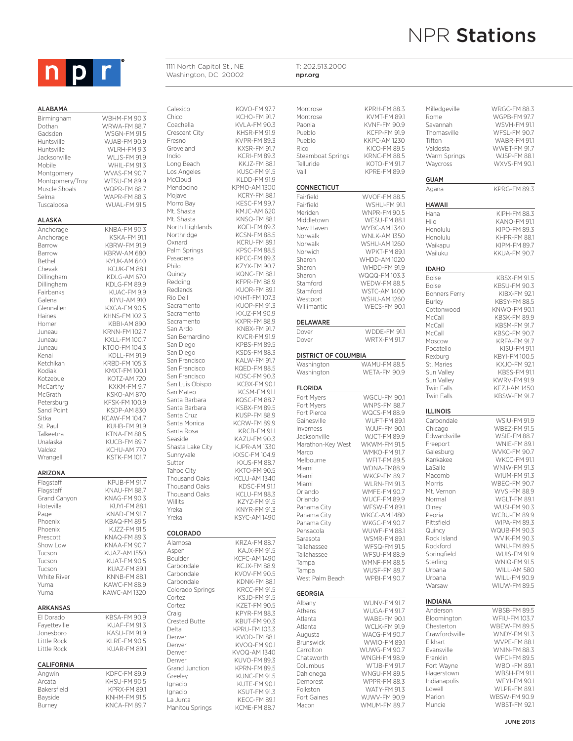# NPR Stations

npr

1111 North Capitol St., NE
Washington, DC 20002

T: 202.513.2000
npr.org

## ALABAMA

| | |
|---|---|
| Birmingham | WBHM-FM 90.3 |
| Dothan | WRWA-FM 88.7 |
| Gadsden | WSGN-FM 91.5 |
| Huntsville | WJAB-FM 90.9 |
| Huntsville | WLRH-FM 9.3 |
| Jacksonville | WLJS-FM 91.9 |
| Mobile | WHIL-FM 91.3 |
| Montgomery | WVAS-FM 90.7 |
| Montgomery/Troy | WTSU-FM 89.9 |
| Muscle Shoals | WQPR-FM 88.7 |
| Selma | WAPR-FM 88.3 |
| Tuscaloosa | WUAL-FM 91.5 |

## ALASKA

| | |
|---|---|
| Anchorage | KNBA-FM 90.3 |
| Anchorage | KSKA-FM 91.1 |
| Barrow | KBRW-FM 91.9 |
| Barrow | KBRW-AM 680 |
| Bethel | KYUK-AM 640 |
| Chevak | KCUK-FM 88.1 |
| Dillingham | KDLG-AM 670 |
| Dillingham | KDLG-FM 89.9 |
| Fairbanks | KUAC-FM 9.9 |
| Galena | KIYU-AM 910 |
| Glennallen | KXGA-FM 90.5 |
| Haines | KHNS-FM 102.3 |
| Homer | KBBI-AM 890 |
| Juneau | KRNN-FM 102.7 |
| Juneau | KXLL-FM 100.7 |
| Juneau | KTOO-FM 104.3 |
| Kenai | KDLL-FM 91.9 |
| Ketchikan | KRBD-FM 105.3 |
| Kodiak | KMXT-FM 100.1 |
| Kotzebue | KOTZ-AM 720 |
| McCarthy | KXKM-FM 9.7 |
| McGrath | KSKO-AM 870 |
| Petersburg | KFSK-FM 100.9 |
| Sand Point | KSDP-AM 830 |
| Sitka | KCAW-FM 104.7 |
| St. Paul | KUHB-FM 91.9 |
| Talkeetna | KTNA-FM 88.5 |
| Unalaska | KUCB-FM 89.7 |
| Valdez | KCHU-AM 770 |
| Wrangell | KSTK-FM 101.7 |

## ARIZONA

| | |
|---|---|
| Flagstaff | KPUB-FM 91.7 |
| Flagstaff | KNAU-FM 88.7 |
| Grand Canyon | KNAG-FM 90.3 |
| Hotevilla | KUYI-FM 88.1 |
| Page | KNAD-FM 91.7 |
| Phoenix | KBAQ-FM 89.5 |
| Phoenix | KJZZ-FM 91.5 |
| Prescott | KNAQ-FM 89.3 |
| Show Low | KNAA-FM 90.7 |
| Tucson | KUAZ-AM 1550 |
| Tucson | KUAT-FM 90.5 |
| Tucson | KUAZ-FM 89.1 |
| White River | KNNB-FM 88.1 |
| Yuma | KAWC-FM 88.9 |
| Yuma | KAWC-AM 1320 |

## ARKANSAS

| | |
|---|---|
| El Dorado | KBSA-FM 90.9 |
| Fayetteville | KUAF-FM 91.3 |
| Jonesboro | KASU-FM 91.9 |
| Little Rock | KLRE-FM 90.5 |
| Little Rock | KUAR-FM 89.1 |

## CALIFORNIA

| | |
|---|---|
| Angwin | KDFC-FM 89.9 |
| Arcata | KHSU-FM 90.5 |
| Bakersfield | KPRX-FM 89.1 |
| Bayside | KNHM-FM 91.5 |
| Burney | KNCA-FM 89.7 |
| Calexico | KQVO-FM 97.7 |
| Chico | KCHO-FM 91.7 |
| Coachella | KVLA-FM 90.3 |
| Crescent City | KHSR-FM 91.9 |
| Fresno | KVPR-FM 89.3 |
| Groveland | KXSR-FM 91.7 |
| Indio | KCRI-FM 89.3 |
| Long Beach | KKJZ-FM 88.1 |
| Los Angeles | KUSC-FM 91.5 |
| McCloud | KLDD-FM 91.9 |
| Mendocino | KPMO-AM 1300 |
| Mojave | KCRY-FM 88.1 |
| Morro Bay | KESC-FM 99.7 |
| Mt. Shasta | KMJC-AM 620 |
| Mt. Shasta | KNSQ-FM 88.1 |
| North Highlands | KQEI-FM 89.3 |
| Northridge | KCSN-FM 88.5 |
| Oxnard | KCRU-FM 89.1 |
| Palm Springs | KPSC-FM 88.5 |
| Pasadena | KPCC-FM 89.3 |
| Philo | KZYX-FM 90.7 |
| Quincy | KQNC-FM 88.1 |
| Redding | KFPR-FM 88.9 |
| Redlands | KUOR-FM 89.1 |
| Rio Dell | KNHT-FM 107.3 |
| Sacramento | KUOP-FM 91.3 |
| Sacramento | KXJZ-FM 90.9 |
| Sacramento | KXPR-FM 88.9 |
| San Ardo | KNBX-FM 91.7 |
| San Bernardino | KVCR-FM 91.9 |
| San Diego | KPBS-FM 89.5 |
| San Diego | KSDS-FM 88.3 |
| San Francisco | KALW-FM 91.7 |
| San Francisco | KQED-FM 88.5 |
| San Francisco | KOSC-FM 90.3 |
| San Luis Obispo | KCBX-FM 90.1 |
| San Mateo | KCSM-FM 91.1 |
| Santa Barbara | KQSC-FM 88.7 |
| Santa Barbara | KSBX-FM 89.5 |
| Santa Cruz | KUSP-FM 88.9 |
| Santa Monica | KCRW-FM 89.9 |
| Santa Rosa | KRCB-FM 91.1 |
| Seaside | KAZU-FM 90.3 |
| Shasta Lake City | KJPR-AM 1330 |
| Sunnyvale | KXSC-FM 104.9 |
| Sutter | KXJS-FM 88.7 |
| Tahoe City | KKTO-FM 90.5 |
| Thousand Oaks | KCLU-AM 1340 |
| Thousand Oaks | KDSC-FM 91.1 |
| Thousand Oaks | KCLU-FM 88.3 |
| Willits | KZYZ-FM 91.5 |
| Yreka | KNYR-FM 91.3 |
| Yreka | KSYC-AM 1490 |

## COLORADO

| | |
|---|---|
| Alamosa | KRZA-FM 88.7 |
| Aspen | KAJX-FM 91.5 |
| Boulder | KCFC-AM 1490 |
| Carbondale | KCJX-FM 88.9 |
| Carbondale | KVOV-FM 90.5 |
| Carbondale | KDNK-FM 88.1 |
| Colorado Springs | KRCC-FM 91.5 |
| Cortez | KSJD-FM 91.5 |
| Cortez | KZET-FM 90.5 |
| Craig | KPYR-FM 88.3 |
| Crested Butte | KBUT-FM 90.3 |
| Delta | KPRU-FM 103.3 |
| Denver | KVOD-FM 88.1 |
| Denver | KVOQ-FM 90.1 |
| Denver | KVOQ-AM 1340 |
| Denver | KUVO-FM 89.3 |
| Grand Junction | KPRN-FM 89.5 |
| Greeley | KUNC-FM 91.5 |
| Ignacio | KUTE-FM 90.1 |
| Ignacio | KSUT-FM 91.3 |
| La Junta | KECC-FM 89.1 |
| Manitou Springs | KCME-FM 88.7 |
| Montrose | KPRH-FM 88.3 |
| Montrose | KVMT-FM 89.1 |
| Paonia | KVNF-FM 90.9 |
| Pueblo | KCFP-FM 91.9 |
| Pueblo | KKPC-AM 1230 |
| Rico | KICO-FM 89.5 |
| Steamboat Springs | KRNC-FM 88.5 |
| Telluride | KOTO-FM 91.7 |
| Vail | KPRE-FM 89.9 |

## CONNECTICUT

| | |
|---|---|
| Fairfield | WVOF-FM 88.5 |
| Fairfield | WSHU-FM 91.1 |
| Meriden | WNPR-FM 90.5 |
| Middletown | WESU-FM 88.1 |
| New Haven | WYBC-AM 1340 |
| Norwalk | WNLK-AM 1350 |
| Norwalk | WSHU-AM 1260 |
| Norwich | WPKT-FM 89.1 |
| Sharon | WHDD-AM 1020 |
| Sharon | WHDD-FM 91.9 |
| Sharon | WQQQ-FM 103.3 |
| Stamford | WEDW-FM 88.5 |
| Stamford | WSTC-AM 1400 |
| Westport | WSHU-AM 1260 |
| Willimantic | WECS-FM 90.1 |

## DELAWARE

| | |
|---|---|
| Dover | WDDE-FM 91.1 |
| Dover | WRTX-FM 91.7 |

## DISTRICT OF COLUMBIA

| | |
|---|---|
| Washington | WAMU-FM 88.5 |
| Washington | WETA-FM 90.9 |

## FLORIDA

| | |
|---|---|
| Fort Myers | WGCU-FM 90.1 |
| Fort Myers | WNPS-FM 88.7 |
| Fort Pierce | WQCS-FM 88.9 |
| Gainesville | WUFT-FM 89.1 |
| Inverness | WJUF-FM 90.1 |
| Jacksonville | WJCT-FM 89.9 |
| Marathon-Key West | WKWM-FM 91.5 |
| Marco | WMKO-FM 91.7 |
| Melbourne | WFIT-FM 89.5 |
| Miami | WDNA-FM88.9 |
| Miami | WKCP-FM 89.7 |
| Miami | WLRN-FM 91.3 |
| Orlando | WMFE-FM 90.7 |
| Orlando | WUCF-FM 89.9 |
| Panama City | WFSW-FM 89.1 |
| Panama City | WKGC-AM 1480 |
| Panama City | WKGC-FM 90.7 |
| Pensacola | WUWF-FM 88.1 |
| Sarasota | WSMR-FM 89.1 |
| Tallahassee | WFSQ-FM 91.5 |
| Tallahassee | WFSU-FM 88.9 |
| Tampa | WMNF-FM 88.5 |
| Tampa | WUSF-FM 89.7 |
| West Palm Beach | WPBI-FM 90.7 |

## GEORGIA

| | |
|---|---|
| Albany | WUNV-FM 91.7 |
| Athens | WUGA-FM 91.7 |
| Atlanta | WABE-FM 90.1 |
| Atlanta | WCLK-FM 91.9 |
| Augusta | WACG-FM 90.7 |
| Brunswick | WWIO-FM 89.1 |
| Carrolton | WUWG-FM 90.7 |
| Chatsworth | WNGH-FM 98.9 |
| Columbus | WTJB-FM 91.7 |
| Dahlonega | WNGU-FM 89.5 |
| Demorest | WPPR-FM 88.3 |
| Folkston | WATY-FM 91.3 |
| Fort Gaines | WJWV-FM 90.9 |
| Macon | WMUM-FM 89.7 |
| Milledgeville | WRGC-FM 88.3 |
| Rome | WGPB-FM 97.7 |
| Savannah | WSVH-FM 91.1 |
| Thomasville | WFSL-FM 90.7 |
| Tifton | WABR-FM 91.1 |
| Valdosta | WWET-FM 91.7 |
| Warm Springs | WJSP-FM 88.1 |
| Waycross | WXVS-FM 90.1 |

## GUAM

| | |
|---|---|
| Agana | KPRG-FM 89.3 |

## HAWAII

| | |
|---|---|
| Hana | KIPH-FM 88.3 |
| Hilo | KANO-FM 91.1 |
| Honolulu | KIPO-FM 89.3 |
| Honolulu | KHPR-FM 88.1 |
| Waikapu | KIPM-FM 89.7 |
| Wailuku | KKUA-FM 90.7 |

## IDAHO

| | |
|---|---|
| Boise | KBSX-FM 91.5 |
| Boise | KBSU-FM 90.3 |
| Bonners Ferry | KIBX-FM 92.1 |
| Burley | KBSY-FM 88.5 |
| Cottonwood | KNWO-FM 90.1 |
| McCall | KBSK-FM 89.9 |
| McCall | KBSM-FM 91.7 |
| McCall | KBSQ-FM 90.7 |
| Moscow | KRFA-FM 91.7 |
| Pocatello | KISU-FM 91.1 |
| Rexburg | KBYI-FM 100.5 |
| St. Maries | KXJO-FM 92.1 |
| Sun Valley | KBSS-FM 91.1 |
| Sun Valley | KWRV-FM 91.9 |
| Twin Falls | KEZJ-AM 1450 |
| Twin Falls | KBSW-FM 91.7 |

## ILLINOIS

| | |
|---|---|
| Carbondale | WSIU-FM 91.9 |
| Chicago | WBEZ-FM 91.5 |
| Edwardsville | WSIE-FM 88.7 |
| Freeport | WNIE-FM 89.1 |
| Galesburg | WVKC-FM 90.7 |
| Kankakee | WKCC-FM 91.1 |
| LaSalle | WNIW-FM 91.3 |
| Macomb | WIUM-FM 91.3 |
| Morris | WBEQ-FM 90.7 |
| Mt. Vernon | WVSI-FM 88.9 |
| Normal | WGLT-FM 89.1 |
| Olney | WUSI-FM 90.3 |
| Peoria | WCBU-FM 89.9 |
| Pittsfield | WIPA-FM 89.3 |
| Quincy | WQUB-FM 90.3 |
| Rock Island | WVIK-FM 90.3 |
| Rockford | WNIJ-FM 89.5 |
| Springfield | WUIS-FM 91.9 |
| Sterling | WNIQ-FM 91.5 |
| Urbana | WILL-AM 580 |
| Urbana | WILL-FM 90.9 |
| Warsaw | WIUW-FM 89.5 |

## INDIANA

| | |
|---|---|
| Anderson | WBSB-FM 89.5 |
| Bloomington | WFIU-FM 103.7 |
| Chesterton | WBEW-FM 89.5 |
| Crawfordsville | WNDY-FM 91.3 |
| Elkhart | WVPE-FM 88.1 |
| Evansville | WNIN-FM 88.3 |
| Franklin | WFCI-FM 89.5 |
| Fort Wayne | WBOI-FM 89.1 |
| Hagerstown | WBSH-FM 91.1 |
| Indianapolis | WFYI-FM 90.1 |
| Lowell | WLPR-FM 89.1 |
| Marion | WBSW-FM 90.9 |
| Muncie | WBST-FM 92.1 |

JUNE 2013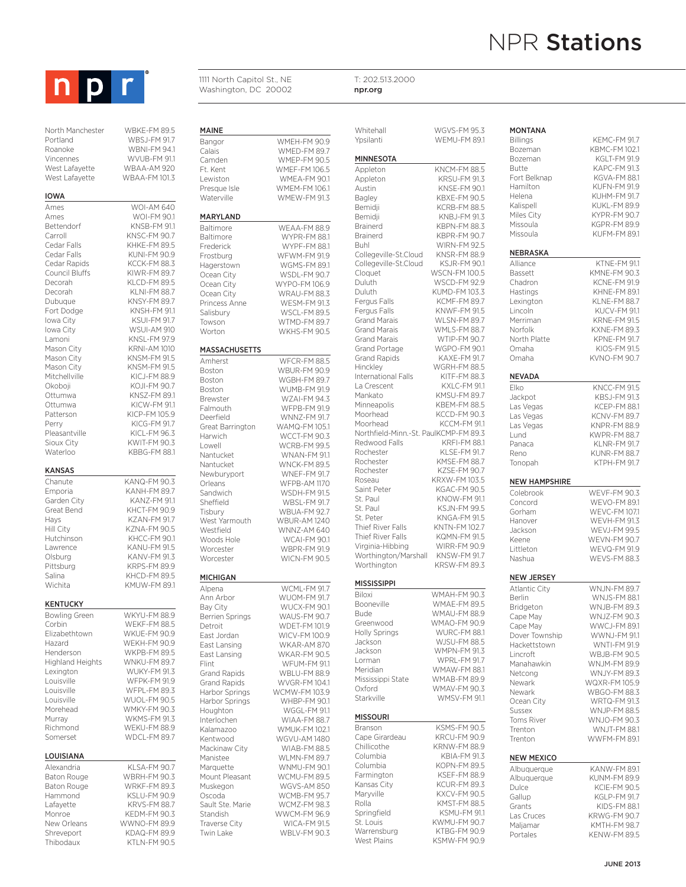# NPR **Stations**

npr

1111 North Capitol St., NE
Washington, DC 20002

T: 202.513.2000
npr.org

| | |
|---|---|
| North Manchester | WBKE-FM 89.5 |
| Portland | WBSJ-FM 91.7 |
| Roanoke | WBNI-FM 94.1 |
| Vincennes | WVUB-FM 91.1 |
| West Lafayette | WBAA-AM 920 |
| West Lafayette | WBAA-FM 101.3 |

## IOWA

| | |
|---|---|
| Ames | WOI-AM 640 |
| Ames | WOI-FM 90.1 |
| Bettendorf | KNSB-FM 91.1 |
| Carroll | KNSC-FM 90.7 |
| Cedar Falls | KHKE-FM 89.5 |
| Cedar Falls | KUNI-FM 90.9 |
| Cedar Rapids | KCCK-FM 88.3 |
| Council Bluffs | KIWR-FM 89.7 |
| Decorah | KLCD-FM 89.5 |
| Decorah | KLNI-FM 88.7 |
| Dubuque | KNSY-FM 89.7 |
| Fort Dodge | KNSH-FM 91.1 |
| Iowa City | KSUI-FM 91.7 |
| Iowa City | WSUI-AM 910 |
| Lamoni | KNSL-FM 97.9 |
| Mason City | KRNI-AM 1010 |
| Mason City | KNSM-FM 91.5 |
| Mason City | KNSM-FM 91.5 |
| Mitchellville | KICJ-FM 88.9 |
| Okoboji | KOJI-FM 90.7 |
| Ottumwa | KNSZ-FM 89.1 |
| Ottumwa | KICW-FM 91.1 |
| Patterson | KICP-FM 105.9 |
| Perry | KICG-FM 91.7 |
| Pleasantville | KICL-FM 96.3 |
| Sioux City | KWIT-FM 90.3 |
| Waterloo | KBBG-FM 88.1 |

## KANSAS

| | |
|---|---|
| Chanute | KANQ-FM 90.3 |
| Emporia | KANH-FM 89.7 |
| Garden City | KANZ-FM 91.1 |
| Great Bend | KHCT-FM 90.9 |
| Hays | KZAN-FM 91.7 |
| Hill City | KZNA-FM 90.5 |
| Hutchinson | KHCC-FM 90.1 |
| Lawrence | KANU-FM 91.5 |
| Olsburg | KANV-FM 91.3 |
| Pittsburg | KRPS-FM 89.9 |
| Salina | KHCD-FM 89.5 |
| Wichita | KMUW-FM 89.1 |

## KENTUCKY

| | |
|---|---|
| Bowling Green | WKYU-FM 88.9 |
| Corbin | WEKF-FM 88.5 |
| Elizabethtown | WKUE-FM 90.9 |
| Hazard | WEKH-FM 90.9 |
| Henderson | WKPB-FM 89.5 |
| Highland Heights | WNKU-FM 89.7 |
| Lexington | WUKY-FM 91.3 |
| Louisville | WFPK-FM 91.9 |
| Louisville | WFPL-FM 89.3 |
| Louisville | WUOL-FM 90.5 |
| Morehead | WMKY-FM 90.3 |
| Murray | WKMS-FM 91.3 |
| Richmond | WEKU-FM 88.9 |
| Somerset | WDCL-FM 89.7 |

## LOUISIANA

| | |
|---|---|
| Alexandria | KLSA-FM 90.7 |
| Baton Rouge | WBRH-FM 90.3 |
| Baton Rouge | WRKF-FM 89.3 |
| Hammond | KSLU-FM 90.9 |
| Lafayette | KRVS-FM 88.7 |
| Monroe | KEDM-FM 90.3 |
| New Orleans | WWNO-FM 89.9 |
| Shreveport | KDAQ-FM 89.9 |
| Thibodaux | KTLN-FM 90.5 |

## MAINE

| | |
|---|---|
| Bangor | WMEH-FM 90.9 |
| Calais | WMED-FM 89.7 |
| Camden | WMEP-FM 90.5 |
| Ft. Kent | WMEF-FM 106.5 |
| Lewiston | WMEA-FM 90.1 |
| Presque Isle | WMEM-FM 106.1 |
| Waterville | WMEW-FM 91.3 |

## MARYLAND

| | |
|---|---|
| Baltimore | WEAA-FM 88.9 |
| Baltimore | WYPR-FM 88.1 |
| Frederick | WYPF-FM 88.1 |
| Frostburg | WFWM-FM 91.9 |
| Hagerstown | WGMS-FM 89.1 |
| Ocean City | WSDL-FM 90.7 |
| Ocean City | WYPO-FM 106.9 |
| Ocean City | WRAU-FM 88.3 |
| Princess Anne | WESM-FM 91.3 |
| Salisbury | WSCL-FM 89.5 |
| Towson | WTMD-FM 89.7 |
| Worton | WKHS-FM 90.5 |

## MASSACHUSETTS

| | |
|---|---|
| Amherst | WFCR-FM 88.5 |
| Boston | WBUR-FM 90.9 |
| Boston | WGBH-FM 89.7 |
| Boston | WUMB-FM 91.9 |
| Brewster | WZAI-FM 94.3 |
| Falmouth | WFPB-FM 91.9 |
| Deerfield | WNNZ-FM 91.7 |
| Great Barrington | WAMQ-FM 105.1 |
| Harwich | WCCT-FM 90.3 |
| Lowell | WCRB-FM 99.5 |
| Nantucket | WNAN-FM 91.1 |
| Nantucket | WNCK-FM 89.5 |
| Newburyport | WNEF-FM 91.7 |
| Orleans | WFPB-AM 1170 |
| Sandwich | WSDH-FM 91.5 |
| Sheffield | WBSL-FM 91.7 |
| Tisbury | WBUA-FM 92.7 |
| West Yarmouth | WBUR-AM 1240 |
| Westfield | WNNZ-AM 640 |
| Woods Hole | WCAI-FM 90.1 |
| Worcester | WBPR-FM 91.9 |
| Worcester | WICN-FM 90.5 |

## MICHIGAN

| | |
|---|---|
| Alpena | WCML-FM 91.7 |
| Ann Arbor | WUOM-FM 91.7 |
| Bay City | WUCX-FM 90.1 |
| Berrien Springs | WAUS-FM 90.7 |
| Detroit | WDET-FM 101.9 |
| East Jordan | WICV-FM 100.9 |
| East Lansing | WKAR-AM 870 |
| East Lansing | WKAR-FM 90.5 |
| Flint | WFUM-FM 91.1 |
| Grand Rapids | WBLU-FM 88.9 |
| Grand Rapids | WVGR-FM 104.1 |
| Harbor Springs | WCMW-FM 103.9 |
| Harbor Springs | WHBP-FM 90.1 |
| Houghton | WGGL-FM 91.1 |
| Interlochen | WIAA-FM 88.7 |
| Kalamazoo | WMUK-FM 102.1 |
| Kentwood | WGVU-AM 1480 |
| Mackinaw City | WIAB-FM 88.5 |
| Manistee | WLMN-FM 89.7 |
| Marquette | WNMU-FM 90.1 |
| Mount Pleasant | WCMU-FM 89.5 |
| Muskegon | WGVS-AM 850 |
| Oscoda | WCMB-FM 95.7 |
| Sault Ste. Marie | WCMZ-FM 98.3 |
| Standish | WWCM-FM 96.9 |
| Traverse City | WICA-FM 91.5 |
| Twin Lake | WBLV-FM 90.3 |
| Whitehall | WGVS-FM 95.3 |
| Ypsilanti | WEMU-FM 89.1 |

## MINNESOTA

| | |
|---|---|
| Appleton | KNCM-FM 88.5 |
| Appleton | KRSU-FM 91.3 |
| Austin | KNSE-FM 90.1 |
| Bagley | KBXE-FM 90.5 |
| Bemidji | KCRB-FM 88.5 |
| Bemidji | KNBJ-FM 91.3 |
| Brainerd | KBPN-FM 88.3 |
| Brainerd | KBPR-FM 90.7 |
| Buhl | WIRN-FM 92.5 |
| Collegeville-St.Cloud | KNSR-FM 88.9 |
| Collegeville-St.Cloud | KSJR-FM 90.1 |
| Cloquet | WSCN-FM 100.5 |
| Duluth | WSCD-FM 92.9 |
| Duluth | KUMD-FM 103.3 |
| Fergus Falls | KCMF-FM 89.7 |
| Fergus Falls | KNWF-FM 91.5 |
| Grand Marais | WLSN-FM 89.7 |
| Grand Marais | WMLS-FM 88.7 |
| Grand Marais | WTIP-FM 90.7 |
| Grand Portage | WGPO-FM 90.1 |
| Grand Rapids | KAXE-FM 91.7 |
| Hinckley | WGRH-FM 88.5 |
| International Falls | KITF-FM 88.3 |
| La Crescent | KXLC-FM 91.1 |
| Mankato | KMSU-FM 89.7 |
| Minneapolis | KBEM-FM 88.5 |
| Moorhead | KCCD-FM 90.3 |
| Moorhead | KCCM-FM 91.1 |
| Northfield-Minn.-St. Paul | KCMP-FM 89.3 |
| Redwood Falls | KRFI-FM 88.1 |
| Rochester | KLSE-FM 91.7 |
| Rochester | KMSE-FM 88.7 |
| Rochester | KZSE-FM 90.7 |
| Roseau | KRXW-FM 103.5 |
| Saint Peter | KGAC-FM 90.5 |
| St. Paul | KNOW-FM 91.1 |
| St. Paul | KSJN-FM 99.5 |
| St. Peter | KNGA-FM 91.5 |
| Thief River Falls | KNTN-FM 102.7 |
| Thief River Falls | KQMN-FM 91.5 |
| Virginia-Hibbing | WIRR-FM 90.9 |
| Worthington/Marshall | KNSW-FM 91.7 |
| Worthington | KRSW-FM 89.3 |

## MISSISSIPPI

| | |
|---|---|
| Biloxi | WMAH-FM 90.3 |
| Booneville | WMAE-FM 89.5 |
| Bude | WMAU-FM 88.9 |
| Greenwood | WMAO-FM 90.9 |
| Holly Springs | WURC-FM 88.1 |
| Jackson | WJSU-FM 88.5 |
| Jackson | WMPN-FM 91.3 |
| Lorman | WPRL-FM 91.7 |
| Meridian | WMAW-FM 88.1 |
| Mississippi State | WMAB-FM 89.9 |
| Oxford | WMAV-FM 90.3 |
| Starkville | WMSV-FM 91.1 |

## MISSOURI

| | |
|---|---|
| Branson | KSMS-FM 90.5 |
| Cape Girardeau | KRCU-FM 90.9 |
| Chillicothe | KRNW-FM 88.9 |
| Columbia | KBIA-FM 91.3 |
| Columbia | KOPN-FM 89.5 |
| Farmington | KSEF-FM 88.9 |
| Kansas City | KCUR-FM 89.3 |
| Maryville | KXCV-FM 90.5 |
| Rolla | KMST-FM 88.5 |
| Springfield | KSMU-FM 91.1 |
| St. Louis | KWMU-FM 90.7 |
| Warrensburg | KTBG-FM 90.9 |
| West Plains | KSMW-FM 90.9 |

## MONTANA

| | |
|---|---|
| Billings | KEMC-FM 91.7 |
| Bozeman | KBMC-FM 102.1 |
| Bozeman | KGLT-FM 91.9 |
| Butte | KAPC-FM 91.3 |
| Fort Belknap | KGVA-FM 88.1 |
| Hamilton | KUFN-FM 91.9 |
| Helena | KUHM-FM 91.7 |
| Kalispell | KUKL-FM 89.9 |
| Miles City | KYPR-FM 90.7 |
| Missoula | KGPR-FM 89.9 |
| Missoula | KUFM-FM 89.1 |

## NEBRASKA

| | |
|---|---|
| Alliance | KTNE-FM 91.1 |
| Bassett | KMNE-FM 90.3 |
| Chadron | KCNE-FM 91.9 |
| Hastings | KHNE-FM 89.1 |
| Lexington | KLNE-FM 88.7 |
| Lincoln | KUCV-FM 91.1 |
| Merriman | KRNE-FM 91.5 |
| Norfolk | KXNE-FM 89.3 |
| North Platte | KPNE-FM 91.7 |
| Omaha | KIOS-FM 91.5 |
| Omaha | KVNO-FM 90.7 |

## NEVADA

| | |
|---|---|
| Elko | KNCC-FM 91.5 |
| Jackpot | KBSJ-FM 91.3 |
| Las Vegas | KCEP-FM 88.1 |
| Las Vegas | KCNV-FM 89.7 |
| Las Vegas | KNPR-FM 88.9 |
| Lund | KWPR-FM 88.7 |
| Panaca | KLNR-FM 91.7 |
| Reno | KUNR-FM 88.7 |
| Tonopah | KTPH-FM 91.7 |

## NEW HAMPSHIRE

| | |
|---|---|
| Colebrook | WEVF-FM 90.3 |
| Concord | WEVO-FM 89.1 |
| Gorham | WEVC-FM 107.1 |
| Hanover | WEVH-FM 91.3 |
| Jackson | WEVJ-FM 99.5 |
| Keene | WEVN-FM 90.7 |
| Littleton | WEVQ-FM 91.9 |
| Nashua | WEVS-FM 88.3 |

## NEW JERSEY

| | |
|---|---|
| Atlantic City | WNJN-FM 89.7 |
| Berlin | WNJS-FM 88.1 |
| Bridgeton | WNJB-FM 89.3 |
| Cape May | WNJZ-FM 90.3 |
| Cape May | WWCJ-FM 89.1 |
| Dover Township | WWNJ-FM 91.1 |
| Hackettstown | WNTI-FM 91.9 |
| Lincroft | WBJB-FM 90.5 |
| Manahawkin | WNJM-FM 89.9 |
| Netcong | WNJY-FM 89.3 |
| Newark | WQXR-FM 105.9 |
| Newark | WBGO-FM 88.3 |
| Ocean City | WRTQ-FM 91.3 |
| Sussex | WNJP-FM 88.5 |
| Toms River | WNJO-FM 90.3 |
| Trenton | WNJT-FM 88.1 |
| Trenton | WWFM-FM 89.1 |

## NEW MEXICO

| | |
|---|---|
| Albuquerque | KANW-FM 89.1 |
| Albuquerque | KUNM-FM 89.9 |
| Dulce | KCIE-FM 90.5 |
| Gallup | KGLP-FM 91.7 |
| Grants | KIDS-FM 88.1 |
| Las Cruces | KRWG-FM 90.7 |
| Maljamar | KMTH-FM 98.7 |
| Portales | KENW-FM 89.5 |

JUNE 2013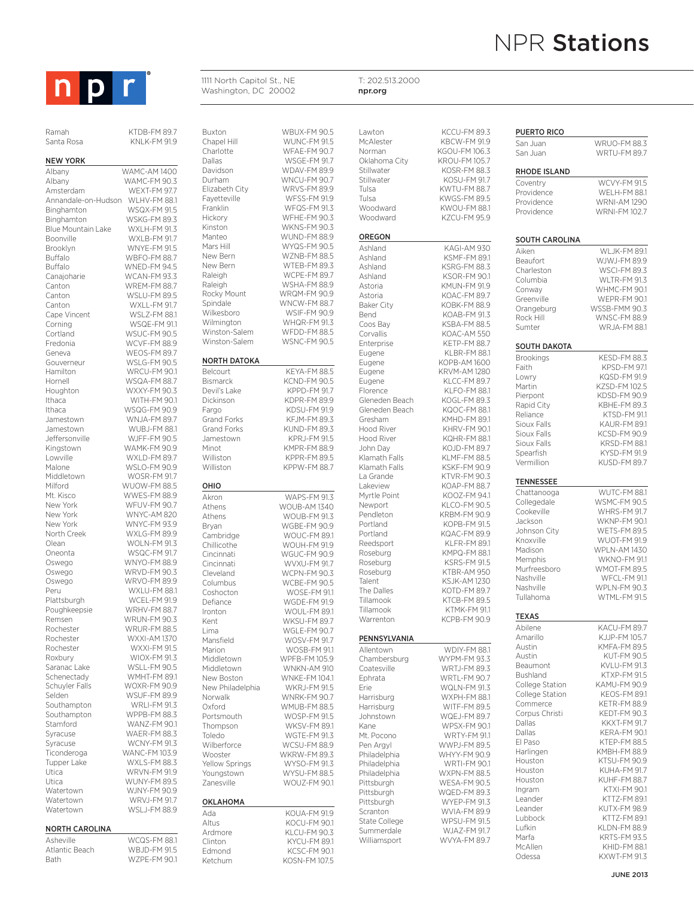# NPR Stations

1111 North Capitol St., NE
Washington, DC 20002

T: 202.513.2000
**npr.org**

| City | Station |
|---|---|
| Ramah | KTDB-FM 89.7 |
| Santa Rosa | KNLK-FM 91.9 |

## NEW YORK

| City | Station |
|---|---|
| Albany | WAMC-AM 1400 |
| Albany | WAMC-FM 90.3 |
| Amsterdam | WEXT-FM 97.7 |
| Annandale-on-Hudson | WLHV-FM 88.1 |
| Binghamton | WSQX-FM 91.5 |
| Binghamton | WSKG-FM 89.3 |
| Blue Mountain Lake | WXLH-FM 91.3 |
| Boonville | WXLB-FM 91.7 |
| Brooklyn | WNYE-FM 91.5 |
| Buffalo | WBFO-FM 88.7 |
| Buffalo | WNED-FM 94.5 |
| Canajoharie | WCAN-FM 93.3 |
| Canton | WREM-FM 88.7 |
| Canton | WSLU-FM 89.5 |
| Canton | WXLL-FM 91.7 |
| Cape Vincent | WSLZ-FM 88.1 |
| Corning | WSQE-FM 91.1 |
| Cortland | WSUC-FM 90.5 |
| Fredonia | WCVF-FM 88.9 |
| Geneva | WEOS-FM 89.7 |
| Gouverneur | WSLG-FM 90.5 |
| Hamilton | WRCU-FM 90.1 |
| Hornell | WSQA-FM 88.7 |
| Houghton | WXXY-FM 90.3 |
| Ithaca | WITH-FM 90.1 |
| Ithaca | WSQG-FM 90.9 |
| Jamestown | WNJA-FM 89.7 |
| Jamestown | WUBJ-FM 88.1 |
| Jeffersonville | WJFF-FM 90.5 |
| Kingstown | WAMK-FM 90.9 |
| Lowville | WXLD-FM 89.7 |
| Malone | WSLO-FM 90.9 |
| Middletown | WOSR-FM 91.7 |
| Milford | WUOW-FM 88.5 |
| Mt. Kisco | WWES-FM 88.9 |
| New York | WFUV-FM 90.7 |
| New York | WNYC-AM 820 |
| New York | WNYC-FM 93.9 |
| North Creek | WXLG-FM 89.9 |
| Olean | WOLN-FM 91.3 |
| Oneonta | WSQC-FM 91.7 |
| Oswego | WNYO-FM 88.9 |
| Oswego | WRVD-FM 90.3 |
| Oswego | WRVO-FM 89.9 |
| Peru | WXLU-FM 88.1 |
| Plattsburgh | WCEL-FM 91.9 |
| Poughkeepsie | WRHV-FM 88.7 |
| Remsen | WRUN-FM 90.3 |
| Rochester | WRUR-FM 88.5 |
| Rochester | WXXI-AM 1370 |
| Rochester | WXXI-FM 91.5 |
| Roxbury | WIOX-FM 91.3 |
| Saranac Lake | WSLL-FM 90.5 |
| Schenectady | WMHT-FM 89.1 |
| Schuyler Falls | WOXR-FM 90.9 |
| Selden | WSUF-FM 89.9 |
| Southampton | WRLI-FM 91.3 |
| Southampton | WPPB-FM 88.3 |
| Stamford | WANZ-FM 90.1 |
| Syracuse | WAER-FM 88.3 |
| Syracuse | WCNY-FM 91.3 |
| Ticonderoga | WANC-FM 103.9 |
| Tupper Lake | WXLS-FM 88.3 |
| Utica | WRVN-FM 91.9 |
| Utica | WUNY-FM 89.5 |
| Watertown | WJNY-FM 90.9 |
| Watertown | WRVJ-FM 91.7 |
| Watertown | WSLJ-FM 88.9 |

## NORTH CAROLINA

| City | Station |
|---|---|
| Asheville | WCQS-FM 88.1 |
| Atlantic Beach | WBJD-FM 91.5 |
| Bath | WZPE-FM 90.1 |
| Buxton | WBUX-FM 90.5 |
| Chapel Hill | WUNC-FM 91.5 |
| Charlotte | WFAE-FM 90.7 |
| Dallas | WSGE-FM 91.7 |
| Davidson | WDAV-FM 89.9 |
| Durham | WNCU-FM 90.7 |
| Elizabeth City | WRVS-FM 89.9 |
| Fayetteville | WFSS-FM 91.9 |
| Franklin | WFQS-FM 91.3 |
| Hickory | WFHE-FM 90.3 |
| Kinston | WKNS-FM 90.3 |
| Manteo | WUND-FM 88.9 |
| Mars Hill | WYQS-FM 90.5 |
| New Bern | WZNB-FM 88.5 |
| New Bern | WTEB-FM 89.3 |
| Raleigh | WCPE-FM 89.7 |
| Raleigh | WSHA-FM 88.9 |
| Rocky Mount | WRQM-FM 90.9 |
| Spindale | WNCW-FM 88.7 |
| Wilkesboro | WSIF-FM 90.9 |
| Wilmington | WHQR-FM 91.3 |
| Winston-Salem | WFDD-FM 88.5 |
| Winston-Salem | WSNC-FM 90.5 |

## NORTH DATOKA

| City | Station |
|---|---|
| Belcourt | KEYA-FM 88.5 |
| Bismarck | KCND-FM 90.5 |
| Devil's Lake | KPPD-FM 91.7 |
| Dickinson | KDPR-FM 89.9 |
| Fargo | KDSU-FM 91.9 |
| Grand Forks | KFJM-FM 89.3 |
| Grand Forks | KUND-FM 89.3 |
| Jamestown | KPRJ-FM 91.5 |
| Minot | KMPR-FM 88.9 |
| Williston | KPPR-FM 89.5 |
| Williston | KPPW-FM 88.7 |

## OHIO

| City | Station |
|---|---|
| Akron | WAPS-FM 91.3 |
| Athens | WOUB-AM 1340 |
| Athens | WOUB-FM 91.3 |
| Bryan | WGBE-FM 90.9 |
| Cambridge | WOUC-FM 89.1 |
| Chillicothe | WOUH-FM 91.9 |
| Cincinnati | WGUC-FM 90.9 |
| Cincinnati | WVXU-FM 91.7 |
| Cleveland | WCPN-FM 90.3 |
| Columbus | WCBE-FM 90.5 |
| Coshocton | WOSE-FM 91.1 |
| Defiance | WGDE-FM 91.9 |
| Ironton | WOUL-FM 89.1 |
| Kent | WKSU-FM 89.7 |
| Lima | WGLE-FM 90.7 |
| Mansfield | WOSV-FM 91.7 |
| Marion | WOSB-FM 91.1 |
| Middletown | WPFB-FM 105.9 |
| Middletown | WNKN-AM 910 |
| New Boston | WNKE-FM 104.1 |
| New Philadelphia | WKRJ-FM 91.5 |
| Norwalk | WNRK-FM 90.7 |
| Oxford | WMUB-FM 88.5 |
| Portsmouth | WOSP-FM 91.5 |
| Thompson | WKSV-FM 89.1 |
| Toledo | WGTE-FM 91.3 |
| Wilberforce | WCSU-FM 88.9 |
| Wooster | WKRW-FM 89.3 |
| Yellow Springs | WYSO-FM 91.3 |
| Youngstown | WYSU-FM 88.5 |
| Zanesville | WOUZ-FM 90.1 |

## OKLAHOMA

| City | Station |
|---|---|
| Ada | KOUA-FM 91.9 |
| Altus | KOCU-FM 90.1 |
| Ardmore | KLCU-FM 90.3 |
| Clinton | KYCU-FM 89.1 |
| Edmond | KCSC-FM 90.1 |
| Ketchum | KOSN-FM 107.5 |
| Lawton | KCCU-FM 89.3 |
| McAlester | KBCW-FM 91.9 |
| Norman | KGOU-FM 106.3 |
| Oklahoma City | KROU-FM 105.7 |
| Stillwater | KOSR-FM 88.3 |
| Stillwater | KOSU-FM 91.7 |
| Tulsa | KWTU-FM 88.7 |
| Tulsa | KWGS-FM 89.5 |
| Woodward | KWOU-FM 88.1 |
| Woodward | KZCU-FM 95.9 |

## OREGON

| City | Station |
|---|---|
| Ashland | KAGI-AM 930 |
| Ashland | KSMF-FM 89.1 |
| Ashland | KSRG-FM 88.3 |
| Ashland | KSOR-FM 90.1 |
| Astoria | KMUN-FM 91.9 |
| Astoria | KOAC-FM 89.7 |
| Baker City | KOBK-FM 88.9 |
| Bend | KOAB-FM 91.3 |
| Coos Bay | KSBA-FM 88.5 |
| Corvallis | KOAC-AM 550 |
| Enterprise | KETP-FM 88.7 |
| Eugene | KLBR-FM 88.1 |
| Eugene | KOPB-AM 1600 |
| Eugene | KRVM-AM 1280 |
| Eugene | KLCC-FM 89.7 |
| Florence | KLFO-FM 88.1 |
| Gleneden Beach | KOGL-FM 89.3 |
| Gleneden Beach | KQOC-FM 88.1 |
| Gresham | KMHD-FM 89.1 |
| Hood River | KHRV-FM 90.1 |
| Hood River | KQHR-FM 88.1 |
| John Day | KOJD-FM 89.7 |
| Klamath Falls | KLMF-FM 88.5 |
| Klamath Falls | KSKF-FM 90.9 |
| La Grande | KTVR-FM 90.3 |
| Lakeview | KOAP-FM 88.7 |
| Myrtle Point | KOOZ-FM 94.1 |
| Newport | KLCO-FM 90.5 |
| Pendleton | KRBM-FM 90.9 |
| Portland | KOPB-FM 91.5 |
| Portland | KQAC-FM 89.9 |
| Reedsport | KLFR-FM 89.1 |
| Roseburg | KMPQ-FM 88.1 |
| Roseburg | KSRS-FM 91.5 |
| Roseburg | KTBR-AM 950 |
| Talent | KSJK-AM 1230 |
| The Dalles | KOTD-FM 89.7 |
| Tillamook | KTCB-FM 89.5 |
| Tillamook | KTMK-FM 91.1 |
| Warrenton | KCPB-FM 90.9 |

## PENNSYLVANIA

| City | Station |
|---|---|
| Allentown | WDIY-FM 88.1 |
| Chambersburg | WYPM-FM 93.3 |
| Coatesville | WRTJ-FM 89.3 |
| Ephrata | WRTL-FM 90.7 |
| Erie | WQLN-FM 91.3 |
| Harrisburg | WXPH-FM 88.1 |
| Harrisburg | WITF-FM 89.5 |
| Johnstown | WQEJ-FM 89.7 |
| Kane | WPSX-FM 90.1 |
| Mt. Pocono | WRTY-FM 91.1 |
| Pen Argyl | WWPJ-FM 89.5 |
| Philadelphia | WHYY-FM 90.9 |
| Philadelphia | WRTI-FM 90.1 |
| Philadelphia | WXPN-FM 88.5 |
| Pittsburgh | WESA-FM 90.5 |
| Pittsburgh | WQED-FM 89.3 |
| Pittsburgh | WYEP-FM 91.3 |
| Scranton | WVIA-FM 89.9 |
| State College | WPSU-FM 91.5 |
| Summerdale | WJAZ-FM 91.7 |
| Williamsport | WVYA-FM 89.7 |

## PUERTO RICO

| City | Station |
|---|---|
| San Juan | WRUO-FM 88.3 |
| San Juan | WRTU-FM 89.7 |

## RHODE ISLAND

| City | Station |
|---|---|
| Coventry | WCVY-FM 91.5 |
| Providence | WELH-FM 88.1 |
| Providence | WRNI-AM 1290 |
| Providence | WRNI-FM 102.7 |

## SOUTH CAROLINA

| City | Station |
|---|---|
| Aiken | WLJK-FM 89.1 |
| Beaufort | WJWJ-FM 89.9 |
| Charleston | WSCI-FM 89.3 |
| Columbia | WLTR-FM 91.3 |
| Conway | WHMC-FM 90.1 |
| Greenville | WEPR-FM 90.1 |
| Orangeburg | WSSB-FMM 90.3 |
| Rock Hill | WNSC-FM 88.9 |
| Sumter | WRJA-FM 88.1 |

## SOUTH DAKOTA

| City | Station |
|---|---|
| Brookings | KESD-FM 88.3 |
| Faith | KPSD-FM 97.1 |
| Lowry | KQSD-FM 91.9 |
| Martin | KZSD-FM 102.5 |
| Pierpont | KDSD-FM 90.9 |
| Rapid City | KBHE-FM 89.3 |
| Reliance | KTSD-FM 91.1 |
| Sioux Falls | KAUR-FM 89.1 |
| Sioux Falls | KCSD-FM 90.9 |
| Sioux Falls | KRSD-FM 88.1 |
| Spearfish | KYSD-FM 91.9 |
| Vermillion | KUSD-FM 89.7 |

## TENNESSEE

| City | Station |
|---|---|
| Chattanooga | WUTC-FM 88.1 |
| Collegedale | WSMC-FM 90.5 |
| Cookeville | WHRS-FM 91.7 |
| Jackson | WKNP-FM 90.1 |
| Johnson City | WETS-FM 89.5 |
| Knoxville | WUOT-FM 91.9 |
| Madison | WPLN-AM 1430 |
| Memphis | WKNO-FM 91.1 |
| Murfreesboro | WMOT-FM 89.5 |
| Nashville | WFCL-FM 91.1 |
| Nashville | WPLN-FM 90.3 |
| Tullahoma | WTML-FM 91.5 |

## TEXAS

| City | Station |
|---|---|
| Abilene | KACU-FM 89.7 |
| Amarillo | KJJP-FM 105.7 |
| Austin | KMFA-FM 89.5 |
| Austin | KUT-FM 90.5 |
| Beaumont | KVLU-FM 91.3 |
| Bushland | KTXP-FM 91.5 |
| College Station | KAMU-FM 90.9 |
| College Station | KEOS-FM 89.1 |
| Commerce | KETR-FM 88.9 |
| Corpus Christi | KEDT-FM 90.3 |
| Dallas | KKXT-FM 91.7 |
| Dallas | KERA-FM 90.1 |
| El Paso | KTEP-FM 88.5 |
| Harlingen | KMBH-FM 88.9 |
| Houston | KTSU-FM 90.9 |
| Houston | KUHA-FM 91.7 |
| Houston | KUHF-FM 88.7 |
| Ingram | KTXI-FM 90.1 |
| Leander | KTTZ-FM 89.1 |
| Leander | KUTX-FM 98.9 |
| Lubbock | KTTZ-FM 89.1 |
| Lufkin | KLDN-FM 88.9 |
| Marfa | KRTS-FM 93.5 |
| McAllen | KHID-FM 88.1 |
| Odessa | KXWT-FM 91.3 |

JUNE 2013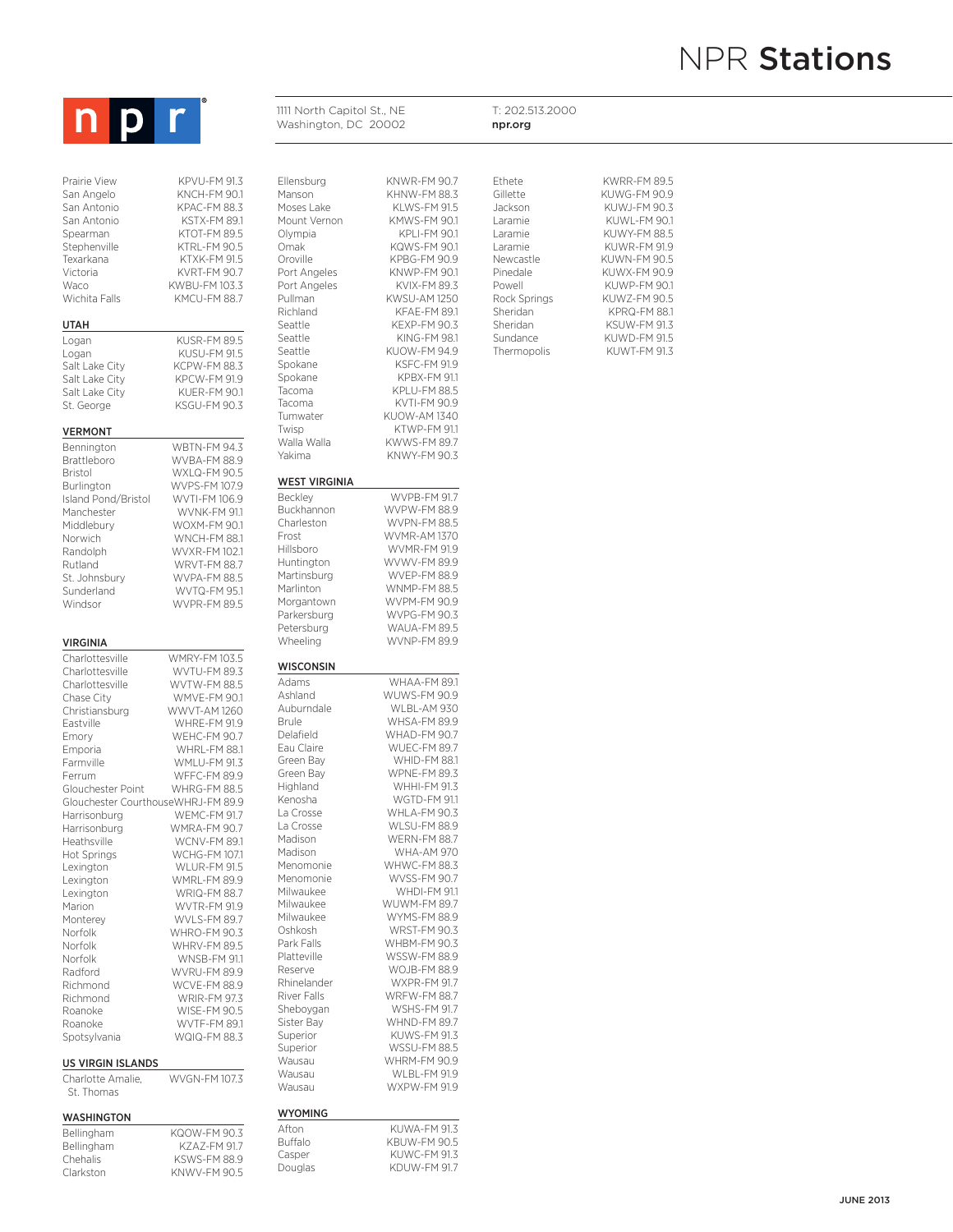# NPR Stations

npr

1111 North Capitol St., NE
Washington, DC 20002

T: 202.513.2000
npr.org

| | |
|---|---|
| Prairie View | KPVU-FM 91.3 |
| San Angelo | KNCH-FM 90.1 |
| San Antonio | KPAC-FM 88.3 |
| San Antonio | KSTX-FM 89.1 |
| Spearman | KTOT-FM 89.5 |
| Stephenville | KTRL-FM 90.5 |
| Texarkana | KTXK-FM 91.5 |
| Victoria | KVRT-FM 90.7 |
| Waco | KWBU-FM 103.3 |
| Wichita Falls | KMCU-FM 88.7 |

## UTAH

| | |
|---|---|
| Logan | KUSR-FM 89.5 |
| Logan | KUSU-FM 91.5 |
| Salt Lake City | KCPW-FM 88.3 |
| Salt Lake City | KPCW-FM 91.9 |
| Salt Lake City | KUER-FM 90.1 |
| St. George | KSGU-FM 90.3 |

## VERMONT

| | |
|---|---|
| Bennington | WBTN-FM 94.3 |
| Brattleboro | WVBA-FM 88.9 |
| Bristol | WXLQ-FM 90.5 |
| Burlington | WVPS-FM 107.9 |
| Island Pond/Bristol | WVTI-FM 106.9 |
| Manchester | WVNK-FM 91.1 |
| Middlebury | WOXM-FM 90.1 |
| Norwich | WNCH-FM 88.1 |
| Randolph | WVXR-FM 102.1 |
| Rutland | WRVT-FM 88.7 |
| St. Johnsbury | WVPA-FM 88.5 |
| Sunderland | WVTQ-FM 95.1 |
| Windsor | WVPR-FM 89.5 |

## VIRGINIA

| | |
|---|---|
| Charlottesville | WMRY-FM 103.5 |
| Charlottesville | WVTU-FM 89.3 |
| Charlottesville | WVTW-FM 88.5 |
| Chase City | WMVE-FM 90.1 |
| Christiansburg | WWVT-AM 1260 |
| Eastville | WHRE-FM 91.9 |
| Emory | WEHC-FM 90.7 |
| Emporia | WHRL-FM 88.1 |
| Farmville | WMLU-FM 91.3 |
| Ferrum | WFFC-FM 89.9 |
| Gloucester Point | WHRG-FM 88.5 |
| Gloucester Courthouse | WHRJ-FM 89.9 |
| Harrisonburg | WEMC-FM 91.7 |
| Harrisonburg | WMRA-FM 90.7 |
| Heathsville | WCNV-FM 89.1 |
| Hot Springs | WCHG-FM 107.1 |
| Lexington | WLUR-FM 91.5 |
| Lexington | WMRL-FM 89.9 |
| Lexington | WRIQ-FM 88.7 |
| Marion | WVTR-FM 91.9 |
| Monterey | WVLS-FM 89.7 |
| Norfolk | WHRO-FM 90.3 |
| Norfolk | WHRV-FM 89.5 |
| Norfolk | WNSB-FM 91.1 |
| Radford | WVRU-FM 89.9 |
| Richmond | WCVE-FM 88.9 |
| Richmond | WRIR-FM 97.3 |
| Roanoke | WISE-FM 90.5 |
| Roanoke | WVTF-FM 89.1 |
| Spotsylvania | WQIQ-FM 88.3 |

## US VIRGIN ISLANDS

| | |
|---|---|
| Charlotte Amalie, St. Thomas | WVGN-FM 107.3 |

## WASHINGTON

| | |
|---|---|
| Bellingham | KQOW-FM 90.3 |
| Bellingham | KZAZ-FM 91.7 |
| Chehalis | KSWS-FM 88.9 |
| Clarkston | KNWV-FM 90.5 |
| Ellensburg | KNWR-FM 90.7 |
| Manson | KHNW-FM 88.3 |
| Moses Lake | KLWS-FM 91.5 |
| Mount Vernon | KMWS-FM 90.1 |
| Olympia | KPLI-FM 90.1 |
| Omak | KQWS-FM 90.1 |
| Oroville | KPBG-FM 90.9 |
| Port Angeles | KNWP-FM 90.1 |
| Port Angeles | KVIX-FM 89.3 |
| Pullman | KWSU-AM 1250 |
| Richland | KFAE-FM 89.1 |
| Seattle | KEXP-FM 90.3 |
| Seattle | KING-FM 98.1 |
| Seattle | KUOW-FM 94.9 |
| Spokane | KSFC-FM 91.9 |
| Spokane | KPBX-FM 91.1 |
| Tacoma | KPLU-FM 88.5 |
| Tacoma | KVTI-FM 90.9 |
| Tumwater | KUOW-AM 1340 |
| Twisp | KTWP-FM 91.1 |
| Walla Walla | KWWS-FM 89.7 |
| Yakima | KNWY-FM 90.3 |

## WEST VIRGINIA

| | |
|---|---|
| Beckley | WVPB-FM 91.7 |
| Buckhannon | WVPW-FM 88.9 |
| Charleston | WVPN-FM 88.5 |
| Frost | WVMR-AM 1370 |
| Hillsboro | WVMR-FM 91.9 |
| Huntington | WVWV-FM 89.9 |
| Martinsburg | WVEP-FM 88.9 |
| Marlinton | WNMP-FM 88.5 |
| Morgantown | WVPM-FM 90.9 |
| Parkersburg | WVPG-FM 90.3 |
| Petersburg | WAUA-FM 89.5 |
| Wheeling | WVNP-FM 89.9 |

## WISCONSIN

| | |
|---|---|
| Adams | WHAA-FM 89.1 |
| Ashland | WUWS-FM 90.9 |
| Auburndale | WLBL-AM 930 |
| Brule | WHSA-FM 89.9 |
| Delafield | WHAD-FM 90.7 |
| Eau Claire | WUEC-FM 89.7 |
| Green Bay | WHID-FM 88.1 |
| Green Bay | WPNE-FM 89.3 |
| Highland | WHHI-FM 91.3 |
| Kenosha | WGTD-FM 91.1 |
| La Crosse | WHLA-FM 90.3 |
| La Crosse | WLSU-FM 88.9 |
| Madison | WERN-FM 88.7 |
| Madison | WHA-AM 970 |
| Menomonie | WHWC-FM 88.3 |
| Menomonie | WVSS-FM 90.7 |
| Milwaukee | WHDI-FM 91.1 |
| Milwaukee | WUWM-FM 89.7 |
| Milwaukee | WYMS-FM 88.9 |
| Oshkosh | WRST-FM 90.3 |
| Park Falls | WHBM-FM 90.3 |
| Platteville | WSSW-FM 88.9 |
| Reserve | WOJB-FM 88.9 |
| Rhinelander | WXPR-FM 91.7 |
| River Falls | WRFW-FM 88.7 |
| Sheboygan | WSHS-FM 91.7 |
| Sister Bay | WHND-FM 89.7 |
| Superior | KUWS-FM 91.3 |
| Superior | WSSU-FM 88.5 |
| Wausau | WHRM-FM 90.9 |
| Wausau | WLBL-FM 91.9 |
| Wausau | WXPW-FM 91.9 |

## WYOMING

| | |
|---|---|
| Afton | KUWA-FM 91.3 |
| Buffalo | KBUW-FM 90.5 |
| Casper | KUWC-FM 91.3 |
| Douglas | KDUW-FM 91.7 |
| Ethete | KWRR-FM 89.5 |
| Gillette | KUWG-FM 90.9 |
| Jackson | KUWJ-FM 90.3 |
| Laramie | KUWL-FM 90.1 |
| Laramie | KUWY-FM 88.5 |
| Laramie | KUWR-FM 91.9 |
| Newcastle | KUWN-FM 90.5 |
| Pinedale | KUWX-FM 90.9 |
| Powell | KUWP-FM 90.1 |
| Rock Springs | KUWZ-FM 90.5 |
| Sheridan | KPRQ-FM 88.1 |
| Sheridan | KSUW-FM 91.3 |
| Sundance | KUWD-FM 91.5 |
| Thermopolis | KUWT-FM 91.3 |

JUNE 2013